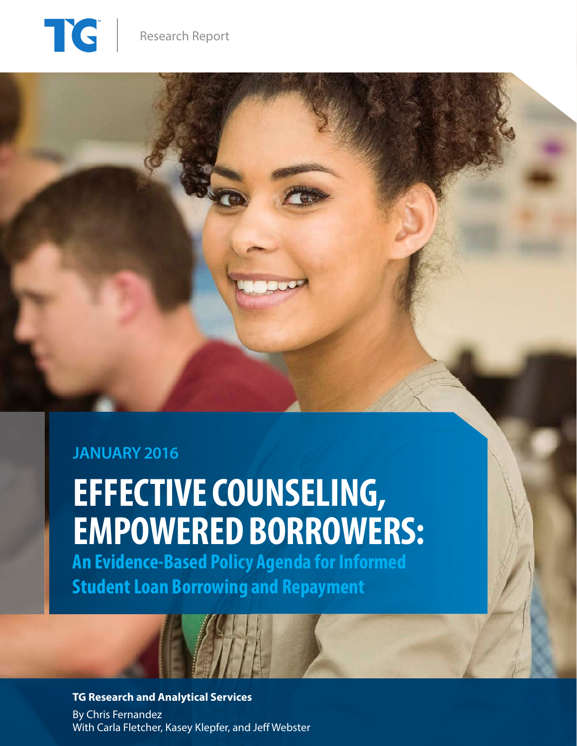TG | Research Report

JANUARY 2016

# EFFECTIVE COUNSELING, EMPOWERED BORROWERS:

## An Evidence-Based Policy Agenda for Informed Student Loan Borrowing and Repayment

**TG Research and Analytical Services**

By Chris Fernandez
With Carla Fletcher, Kasey Klepfer, and Jeff Webster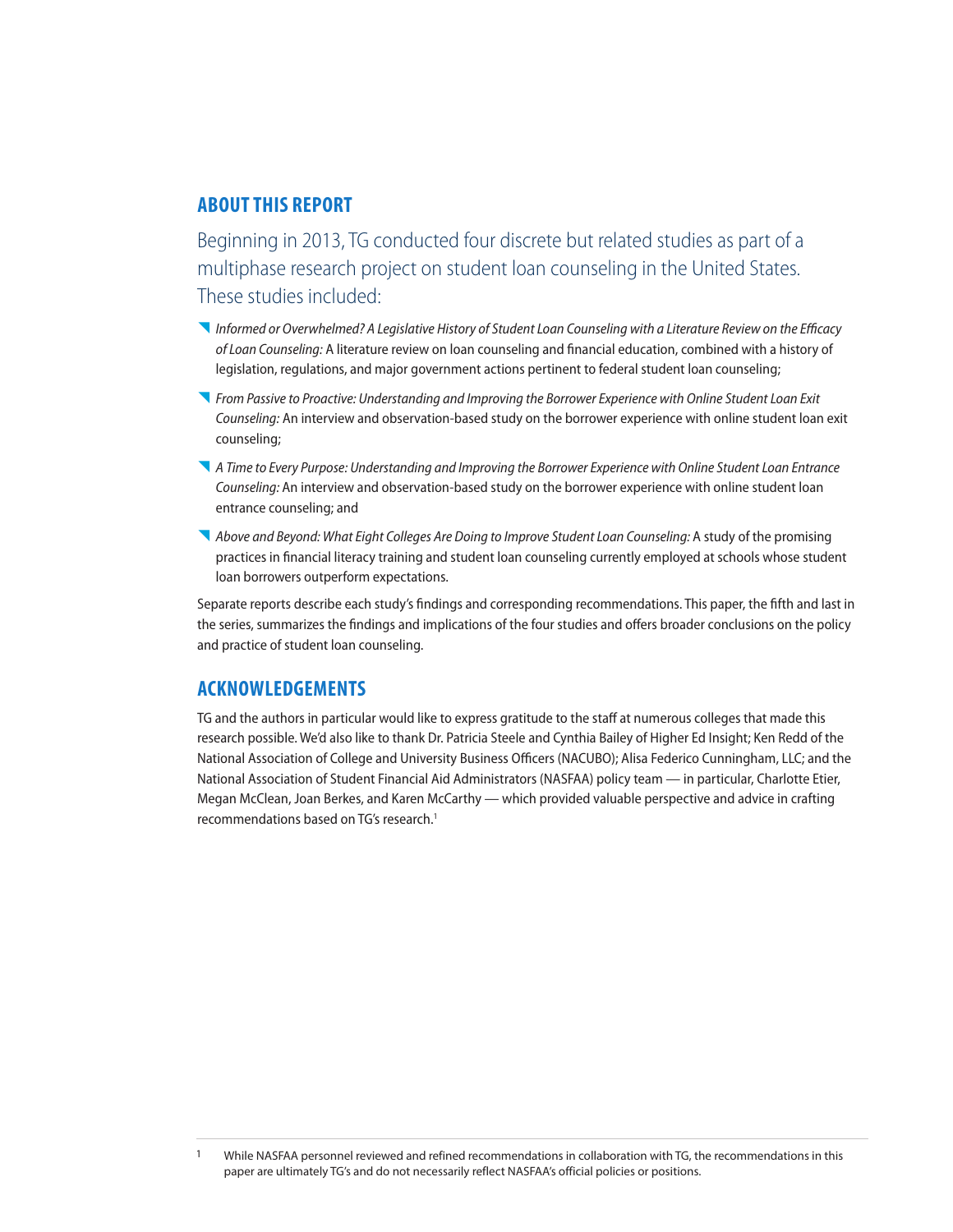## ABOUT THIS REPORT

Beginning in 2013, TG conducted four discrete but related studies as part of a multiphase research project on student loan counseling in the United States. These studies included:

- *Informed or Overwhelmed? A Legislative History of Student Loan Counseling with a Literature Review on the Efficacy of Loan Counseling:* A literature review on loan counseling and financial education, combined with a history of legislation, regulations, and major government actions pertinent to federal student loan counseling;
- *From Passive to Proactive: Understanding and Improving the Borrower Experience with Online Student Loan Exit Counseling:* An interview and observation-based study on the borrower experience with online student loan exit counseling;
- *A Time to Every Purpose: Understanding and Improving the Borrower Experience with Online Student Loan Entrance Counseling:* An interview and observation-based study on the borrower experience with online student loan entrance counseling; and
- *Above and Beyond: What Eight Colleges Are Doing to Improve Student Loan Counseling:* A study of the promising practices in financial literacy training and student loan counseling currently employed at schools whose student loan borrowers outperform expectations.

Separate reports describe each study's findings and corresponding recommendations. This paper, the fifth and last in the series, summarizes the findings and implications of the four studies and offers broader conclusions on the policy and practice of student loan counseling.

## ACKNOWLEDGEMENTS

TG and the authors in particular would like to express gratitude to the staff at numerous colleges that made this research possible. We'd also like to thank Dr. Patricia Steele and Cynthia Bailey of Higher Ed Insight; Ken Redd of the National Association of College and University Business Officers (NACUBO); Alisa Federico Cunningham, LLC; and the National Association of Student Financial Aid Administrators (NASFAA) policy team — in particular, Charlotte Etier, Megan McClean, Joan Berkes, and Karen McCarthy — which provided valuable perspective and advice in crafting recommendations based on TG's research.[1]

[1] While NASFAA personnel reviewed and refined recommendations in collaboration with TG, the recommendations in this paper are ultimately TG's and do not necessarily reflect NASFAA's official policies or positions.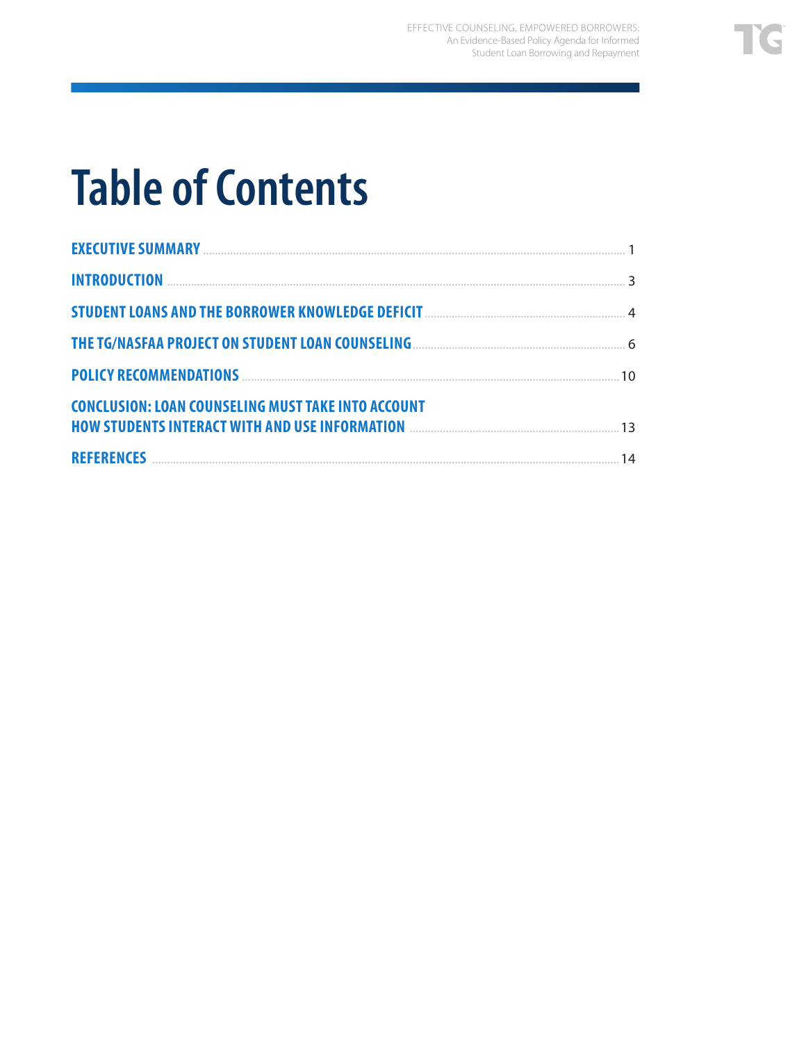# Table of Contents

| | |
|---|---|
| **EXECUTIVE SUMMARY** | 1 |
| **INTRODUCTION** | 3 |
| **STUDENT LOANS AND THE BORROWER KNOWLEDGE DEFICIT** | 4 |
| **THE TG/NASFAA PROJECT ON STUDENT LOAN COUNSELING** | 6 |
| **POLICY RECOMMENDATIONS** | 10 |
| **CONCLUSION: LOAN COUNSELING MUST TAKE INTO ACCOUNT HOW STUDENTS INTERACT WITH AND USE INFORMATION** | 13 |
| **REFERENCES** | 14 |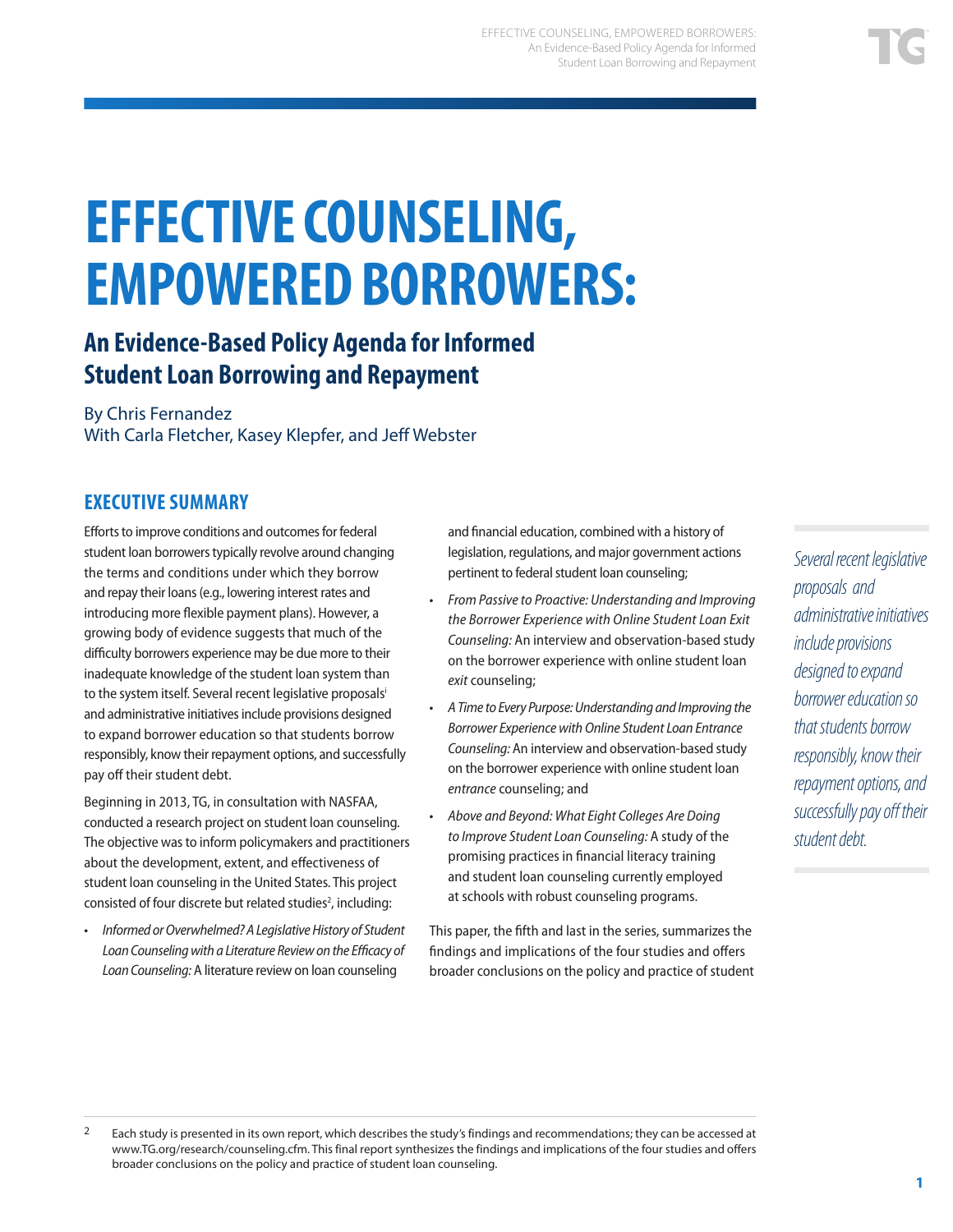# EFFECTIVE COUNSELING, EMPOWERED BORROWERS:

## An Evidence-Based Policy Agenda for Informed Student Loan Borrowing and Repayment

By Chris Fernandez
With Carla Fletcher, Kasey Klepfer, and Jeff Webster

### EXECUTIVE SUMMARY

Efforts to improve conditions and outcomes for federal student loan borrowers typically revolve around changing the terms and conditions under which they borrow and repay their loans (e.g., lowering interest rates and introducing more flexible payment plans). However, a growing body of evidence suggests that much of the difficulty borrowers experience may be due more to their inadequate knowledge of the student loan system than to the system itself. Several recent legislative proposals[i] and administrative initiatives include provisions designed to expand borrower education so that students borrow responsibly, know their repayment options, and successfully pay off their student debt.

*Several recent legislative proposals and administrative initiatives include provisions designed to expand borrower education so that students borrow responsibly, know their repayment options, and successfully pay off their student debt.*

Beginning in 2013, TG, in consultation with NASFAA, conducted a research project on student loan counseling. The objective was to inform policymakers and practitioners about the development, extent, and effectiveness of student loan counseling in the United States. This project consisted of four discrete but related studies[2], including:

- *Informed or Overwhelmed? A Legislative History of Student Loan Counseling with a Literature Review on the Efficacy of Loan Counseling:* A literature review on loan counseling and financial education, combined with a history of legislation, regulations, and major government actions pertinent to federal student loan counseling;
- *From Passive to Proactive: Understanding and Improving the Borrower Experience with Online Student Loan Exit Counseling:* An interview and observation-based study on the borrower experience with online student loan *exit* counseling;
- *A Time to Every Purpose: Understanding and Improving the Borrower Experience with Online Student Loan Entrance Counseling:* An interview and observation-based study on the borrower experience with online student loan *entrance* counseling; and
- *Above and Beyond: What Eight Colleges Are Doing to Improve Student Loan Counseling:* A study of the promising practices in financial literacy training and student loan counseling currently employed at schools with robust counseling programs.

This paper, the fifth and last in the series, summarizes the findings and implications of the four studies and offers broader conclusions on the policy and practice of student

---

[2] Each study is presented in its own report, which describes the study's findings and recommendations; they can be accessed at www.TG.org/research/counseling.cfm. This final report synthesizes the findings and implications of the four studies and offers broader conclusions on the policy and practice of student loan counseling.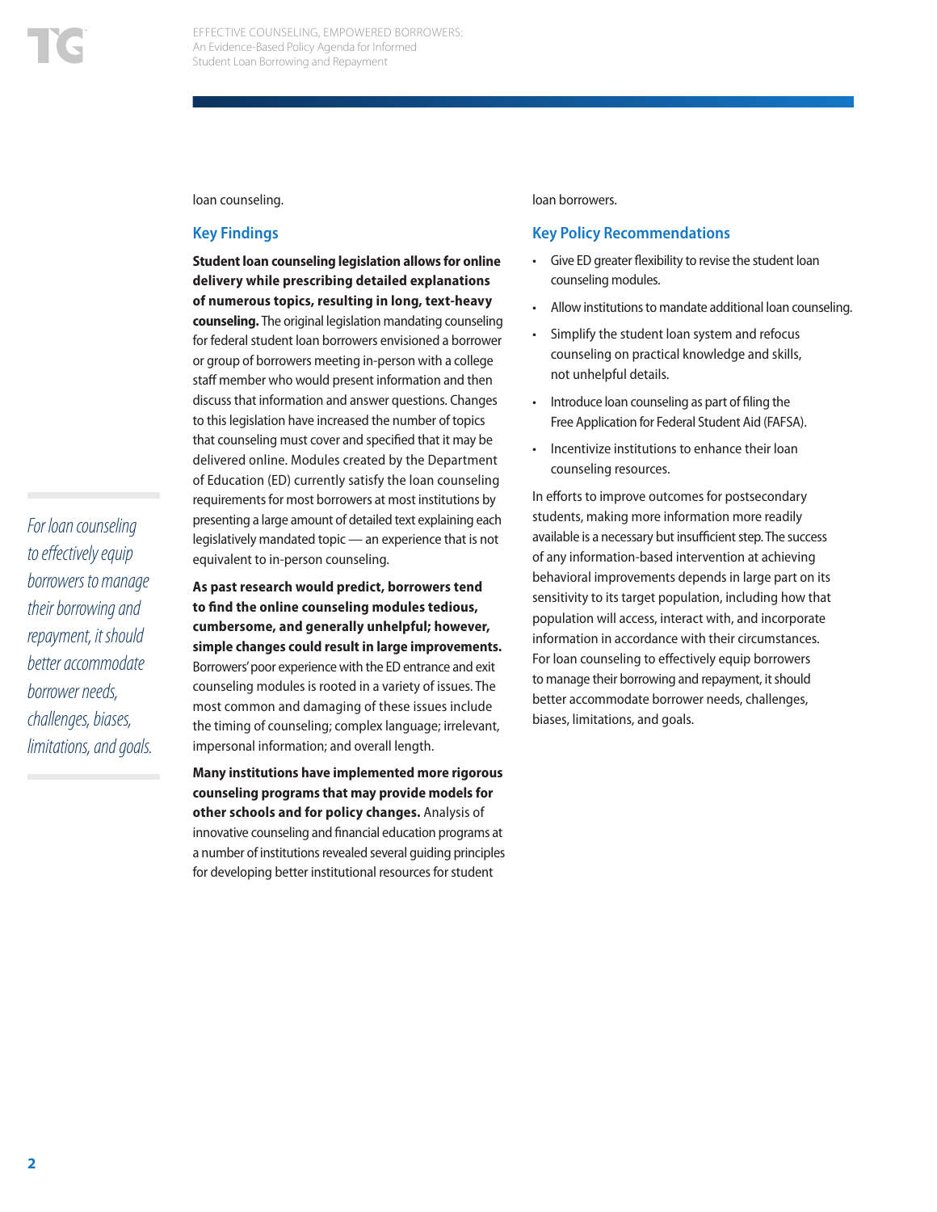loan counseling.

## Key Findings

**Student loan counseling legislation allows for online delivery while prescribing detailed explanations of numerous topics, resulting in long, text-heavy counseling.** The original legislation mandating counseling for federal student loan borrowers envisioned a borrower or group of borrowers meeting in-person with a college staff member who would present information and then discuss that information and answer questions. Changes to this legislation have increased the number of topics that counseling must cover and specified that it may be delivered online. Modules created by the Department of Education (ED) currently satisfy the loan counseling requirements for most borrowers at most institutions by presenting a large amount of detailed text explaining each legislatively mandated topic — an experience that is not equivalent to in-person counseling.

*For loan counseling to effectively equip borrowers to manage their borrowing and repayment, it should better accommodate borrower needs, challenges, biases, limitations, and goals.*

**As past research would predict, borrowers tend to find the online counseling modules tedious, cumbersome, and generally unhelpful; however, simple changes could result in large improvements.** Borrowers' poor experience with the ED entrance and exit counseling modules is rooted in a variety of issues. The most common and damaging of these issues include the timing of counseling; complex language; irrelevant, impersonal information; and overall length.

**Many institutions have implemented more rigorous counseling programs that may provide models for other schools and for policy changes.** Analysis of innovative counseling and financial education programs at a number of institutions revealed several guiding principles for developing better institutional resources for student loan borrowers.

## Key Policy Recommendations

- Give ED greater flexibility to revise the student loan counseling modules.
- Allow institutions to mandate additional loan counseling.
- Simplify the student loan system and refocus counseling on practical knowledge and skills, not unhelpful details.
- Introduce loan counseling as part of filing the Free Application for Federal Student Aid (FAFSA).
- Incentivize institutions to enhance their loan counseling resources.

In efforts to improve outcomes for postsecondary students, making more information more readily available is a necessary but insufficient step. The success of any information-based intervention at achieving behavioral improvements depends in large part on its sensitivity to its target population, including how that population will access, interact with, and incorporate information in accordance with their circumstances. For loan counseling to effectively equip borrowers to manage their borrowing and repayment, it should better accommodate borrower needs, challenges, biases, limitations, and goals.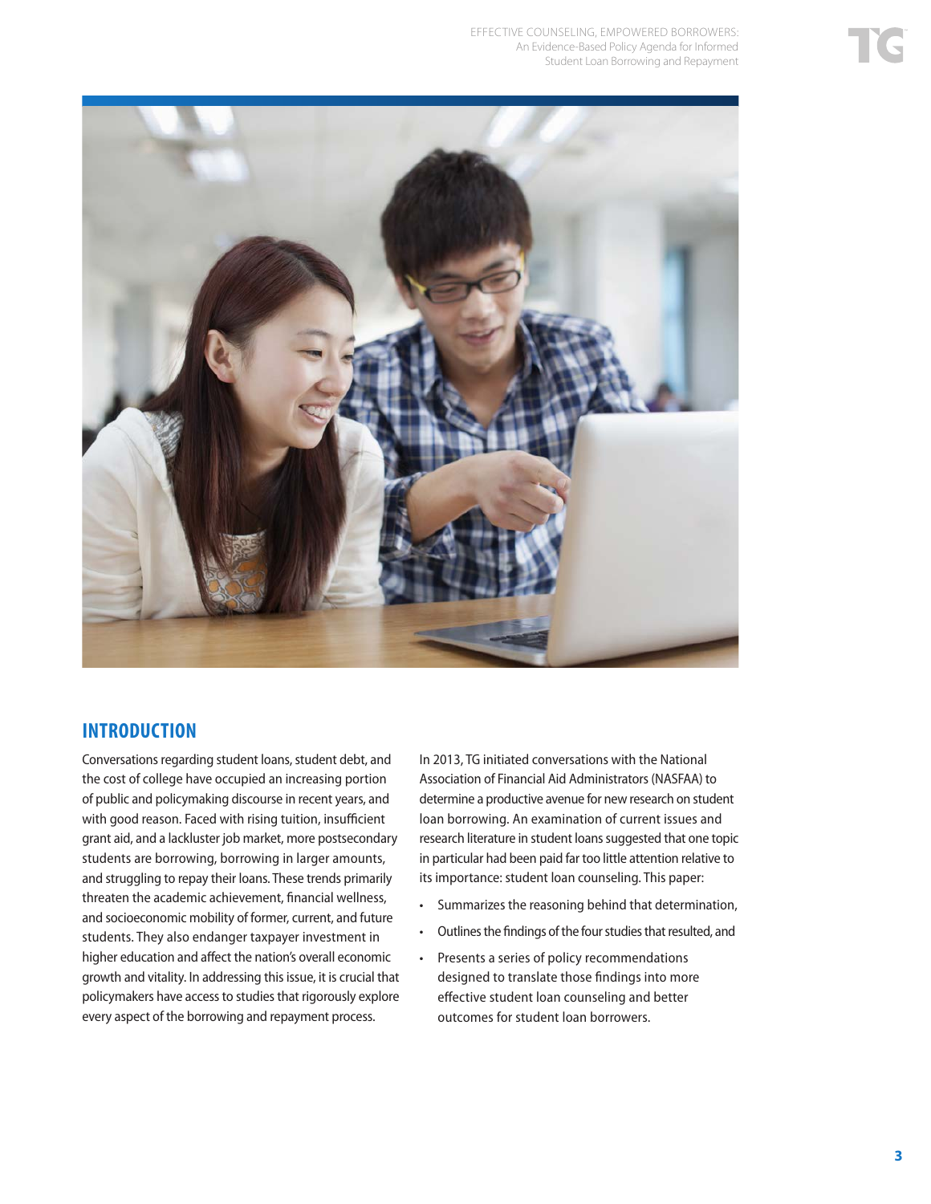## INTRODUCTION

Conversations regarding student loans, student debt, and the cost of college have occupied an increasing portion of public and policymaking discourse in recent years, and with good reason. Faced with rising tuition, insufficient grant aid, and a lackluster job market, more postsecondary students are borrowing, borrowing in larger amounts, and struggling to repay their loans. These trends primarily threaten the academic achievement, financial wellness, and socioeconomic mobility of former, current, and future students. They also endanger taxpayer investment in higher education and affect the nation's overall economic growth and vitality. In addressing this issue, it is crucial that policymakers have access to studies that rigorously explore every aspect of the borrowing and repayment process.

In 2013, TG initiated conversations with the National Association of Financial Aid Administrators (NASFAA) to determine a productive avenue for new research on student loan borrowing. An examination of current issues and research literature in student loans suggested that one topic in particular had been paid far too little attention relative to its importance: student loan counseling. This paper:

- Summarizes the reasoning behind that determination,
- Outlines the findings of the four studies that resulted, and
- Presents a series of policy recommendations designed to translate those findings into more effective student loan counseling and better outcomes for student loan borrowers.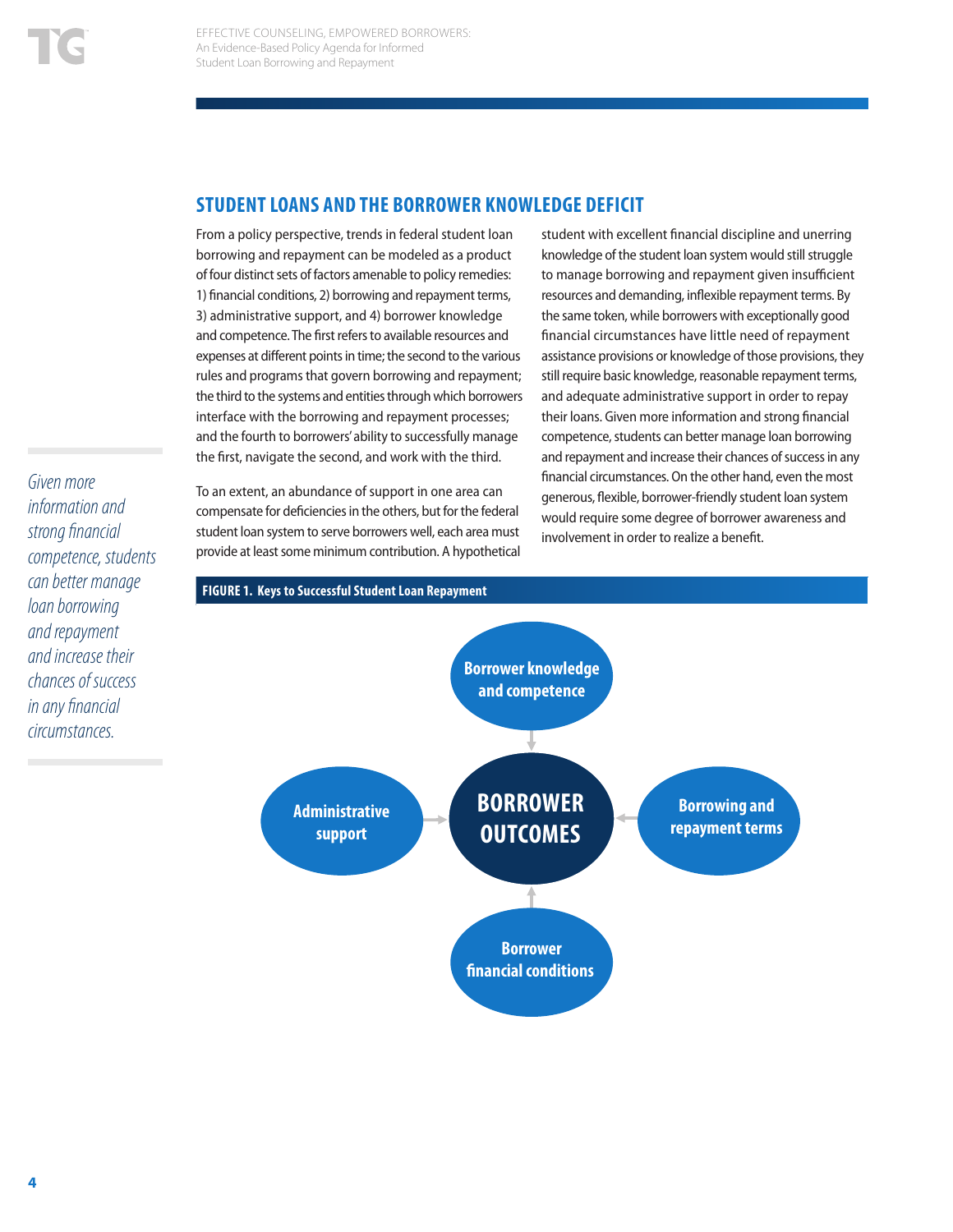## STUDENT LOANS AND THE BORROWER KNOWLEDGE DEFICIT

From a policy perspective, trends in federal student loan borrowing and repayment can be modeled as a product of four distinct sets of factors amenable to policy remedies: 1) financial conditions, 2) borrowing and repayment terms, 3) administrative support, and 4) borrower knowledge and competence. The first refers to available resources and expenses at different points in time; the second to the various rules and programs that govern borrowing and repayment; the third to the systems and entities through which borrowers interface with the borrowing and repayment processes; and the fourth to borrowers' ability to successfully manage the first, navigate the second, and work with the third.

To an extent, an abundance of support in one area can compensate for deficiencies in the others, but for the federal student loan system to serve borrowers well, each area must provide at least some minimum contribution. A hypothetical student with excellent financial discipline and unerring knowledge of the student loan system would still struggle to manage borrowing and repayment given insufficient resources and demanding, inflexible repayment terms. By the same token, while borrowers with exceptionally good financial circumstances have little need of repayment assistance provisions or knowledge of those provisions, they still require basic knowledge, reasonable repayment terms, and adequate administrative support in order to repay their loans. Given more information and strong financial competence, students can better manage loan borrowing and repayment and increase their chances of success in any financial circumstances. On the other hand, even the most generous, flexible, borrower-friendly student loan system would require some degree of borrower awareness and involvement in order to realize a benefit.

*Given more information and strong financial competence, students can better manage loan borrowing and repayment and increase their chances of success in any financial circumstances.*

**FIGURE 1. Keys to Successful Student Loan Repayment**

- Borrower knowledge and competence → BORROWER OUTCOMES
- Administrative support → BORROWER OUTCOMES
- Borrowing and repayment terms → BORROWER OUTCOMES
- Borrower financial conditions → BORROWER OUTCOMES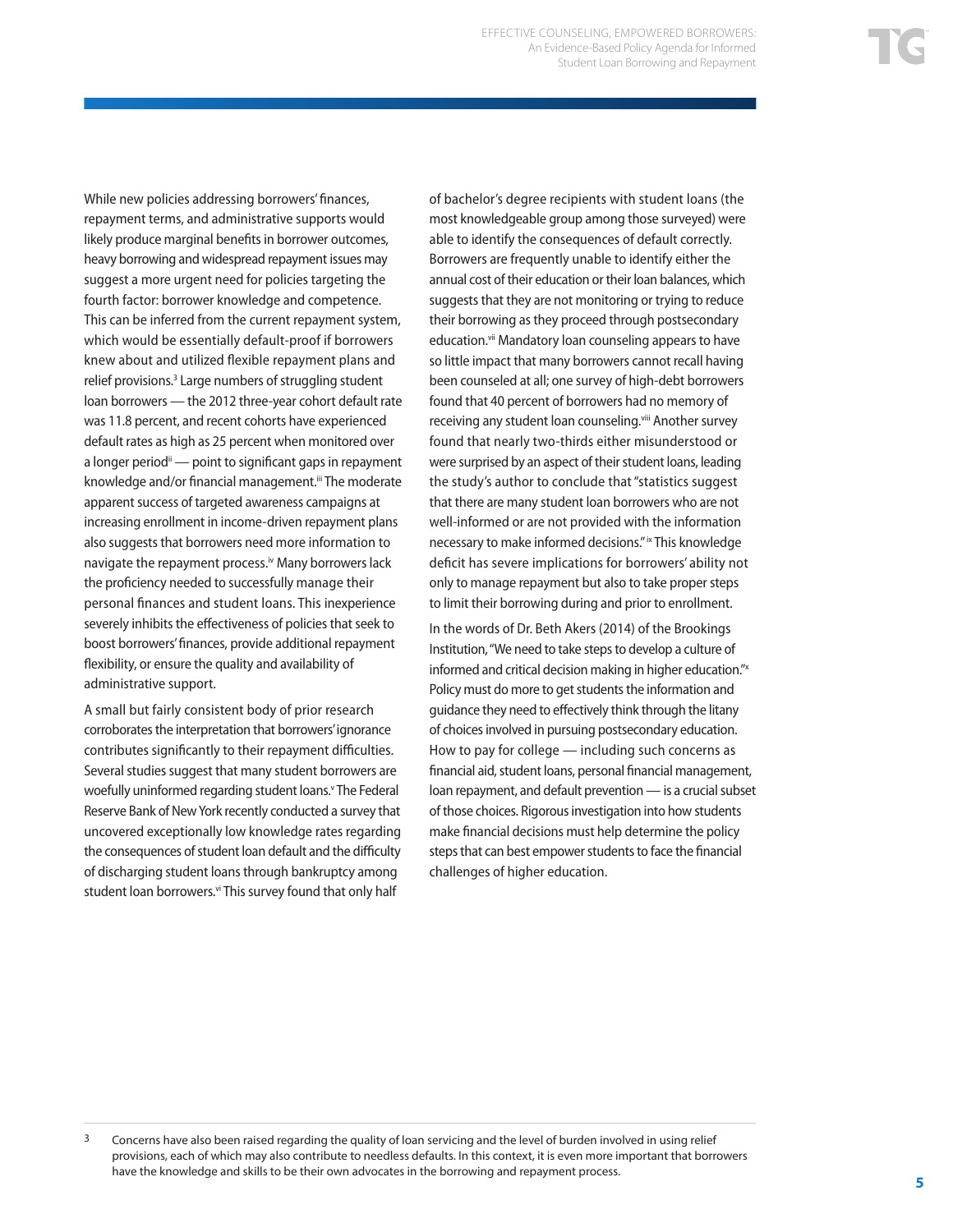While new policies addressing borrowers' finances, repayment terms, and administrative supports would likely produce marginal benefits in borrower outcomes, heavy borrowing and widespread repayment issues may suggest a more urgent need for policies targeting the fourth factor: borrower knowledge and competence. This can be inferred from the current repayment system, which would be essentially default-proof if borrowers knew about and utilized flexible repayment plans and relief provisions.[3] Large numbers of struggling student loan borrowers — the 2012 three-year cohort default rate was 11.8 percent, and recent cohorts have experienced default rates as high as 25 percent when monitored over a longer period[ii] — point to significant gaps in repayment knowledge and/or financial management.[iii] The moderate apparent success of targeted awareness campaigns at increasing enrollment in income-driven repayment plans also suggests that borrowers need more information to navigate the repayment process.[iv] Many borrowers lack the proficiency needed to successfully manage their personal finances and student loans. This inexperience severely inhibits the effectiveness of policies that seek to boost borrowers' finances, provide additional repayment flexibility, or ensure the quality and availability of administrative support.

A small but fairly consistent body of prior research corroborates the interpretation that borrowers' ignorance contributes significantly to their repayment difficulties. Several studies suggest that many student borrowers are woefully uninformed regarding student loans.[v] The Federal Reserve Bank of New York recently conducted a survey that uncovered exceptionally low knowledge rates regarding the consequences of student loan default and the difficulty of discharging student loans through bankruptcy among student loan borrowers.[vi] This survey found that only half of bachelor's degree recipients with student loans (the most knowledgeable group among those surveyed) were able to identify the consequences of default correctly. Borrowers are frequently unable to identify either the annual cost of their education or their loan balances, which suggests that they are not monitoring or trying to reduce their borrowing as they proceed through postsecondary education.[vii] Mandatory loan counseling appears to have so little impact that many borrowers cannot recall having been counseled at all; one survey of high-debt borrowers found that 40 percent of borrowers had no memory of receiving any student loan counseling.[viii] Another survey found that nearly two-thirds either misunderstood or were surprised by an aspect of their student loans, leading the study's author to conclude that "statistics suggest that there are many student loan borrowers who are not well-informed or are not provided with the information necessary to make informed decisions."[ix] This knowledge deficit has severe implications for borrowers' ability not only to manage repayment but also to take proper steps to limit their borrowing during and prior to enrollment.

In the words of Dr. Beth Akers (2014) of the Brookings Institution, "We need to take steps to develop a culture of informed and critical decision making in higher education."[x] Policy must do more to get students the information and guidance they need to effectively think through the litany of choices involved in pursuing postsecondary education. How to pay for college — including such concerns as financial aid, student loans, personal financial management, loan repayment, and default prevention — is a crucial subset of those choices. Rigorous investigation into how students make financial decisions must help determine the policy steps that can best empower students to face the financial challenges of higher education.

---

3 Concerns have also been raised regarding the quality of loan servicing and the level of burden involved in using relief provisions, each of which may also contribute to needless defaults. In this context, it is even more important that borrowers have the knowledge and skills to be their own advocates in the borrowing and repayment process.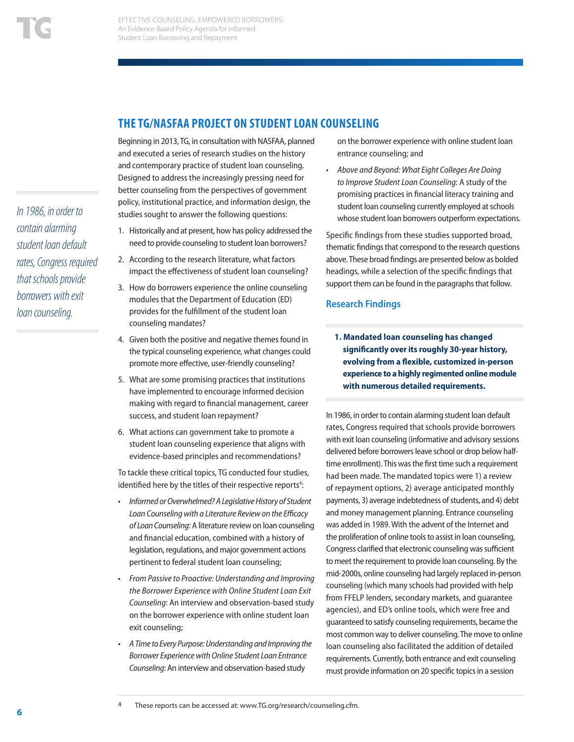## THE TG/NASFAA PROJECT ON STUDENT LOAN COUNSELING

Beginning in 2013, TG, in consultation with NASFAA, planned and executed a series of research studies on the history and contemporary practice of student loan counseling. Designed to address the increasingly pressing need for better counseling from the perspectives of government policy, institutional practice, and information design, the studies sought to answer the following questions:

1. Historically and at present, how has policy addressed the need to provide counseling to student loan borrowers?
2. According to the research literature, what factors impact the effectiveness of student loan counseling?
3. How do borrowers experience the online counseling modules that the Department of Education (ED) provides for the fulfillment of the student loan counseling mandates?
4. Given both the positive and negative themes found in the typical counseling experience, what changes could promote more effective, user-friendly counseling?
5. What are some promising practices that institutions have implemented to encourage informed decision making with regard to financial management, career success, and student loan repayment?
6. What actions can government take to promote a student loan counseling experience that aligns with evidence-based principles and recommendations?

To tackle these critical topics, TG conducted four studies, identified here by the titles of their respective reports[4]:

- *Informed or Overwhelmed? A Legislative History of Student Loan Counseling with a Literature Review on the Efficacy of Loan Counseling*: A literature review on loan counseling and financial education, combined with a history of legislation, regulations, and major government actions pertinent to federal student loan counseling;
- *From Passive to Proactive: Understanding and Improving the Borrower Experience with Online Student Loan Exit Counseling*: An interview and observation-based study on the borrower experience with online student loan exit counseling;
- *A Time to Every Purpose: Understanding and Improving the Borrower Experience with Online Student Loan Entrance Counseling*: An interview and observation-based study on the borrower experience with online student loan entrance counseling; and
- *Above and Beyond: What Eight Colleges Are Doing to Improve Student Loan Counseling*: A study of the promising practices in financial literacy training and student loan counseling currently employed at schools whose student loan borrowers outperform expectations.

Specific findings from these studies supported broad, thematic findings that correspond to the research questions above. These broad findings are presented below as bolded headings, while a selection of the specific findings that support them can be found in the paragraphs that follow.

### Research Findings

**1. Mandated loan counseling has changed significantly over its roughly 30-year history, evolving from a flexible, customized in-person experience to a highly regimented online module with numerous detailed requirements.**

*In 1986, in order to contain alarming student loan default rates, Congress required that schools provide borrowers with exit loan counseling.*

In 1986, in order to contain alarming student loan default rates, Congress required that schools provide borrowers with exit loan counseling (informative and advisory sessions delivered before borrowers leave school or drop below half-time enrollment). This was the first time such a requirement had been made. The mandated topics were 1) a review of repayment options, 2) average anticipated monthly payments, 3) average indebtedness of students, and 4) debt and money management planning. Entrance counseling was added in 1989. With the advent of the Internet and the proliferation of online tools to assist in loan counseling, Congress clarified that electronic counseling was sufficient to meet the requirement to provide loan counseling. By the mid-2000s, online counseling had largely replaced in-person counseling (which many schools had provided with help from FFELP lenders, secondary markets, and guarantee agencies), and ED's online tools, which were free and guaranteed to satisfy counseling requirements, became the most common way to deliver counseling. The move to online loan counseling also facilitated the addition of detailed requirements. Currently, both entrance and exit counseling must provide information on 20 specific topics in a session

[4] These reports can be accessed at: www.TG.org/research/counseling.cfm.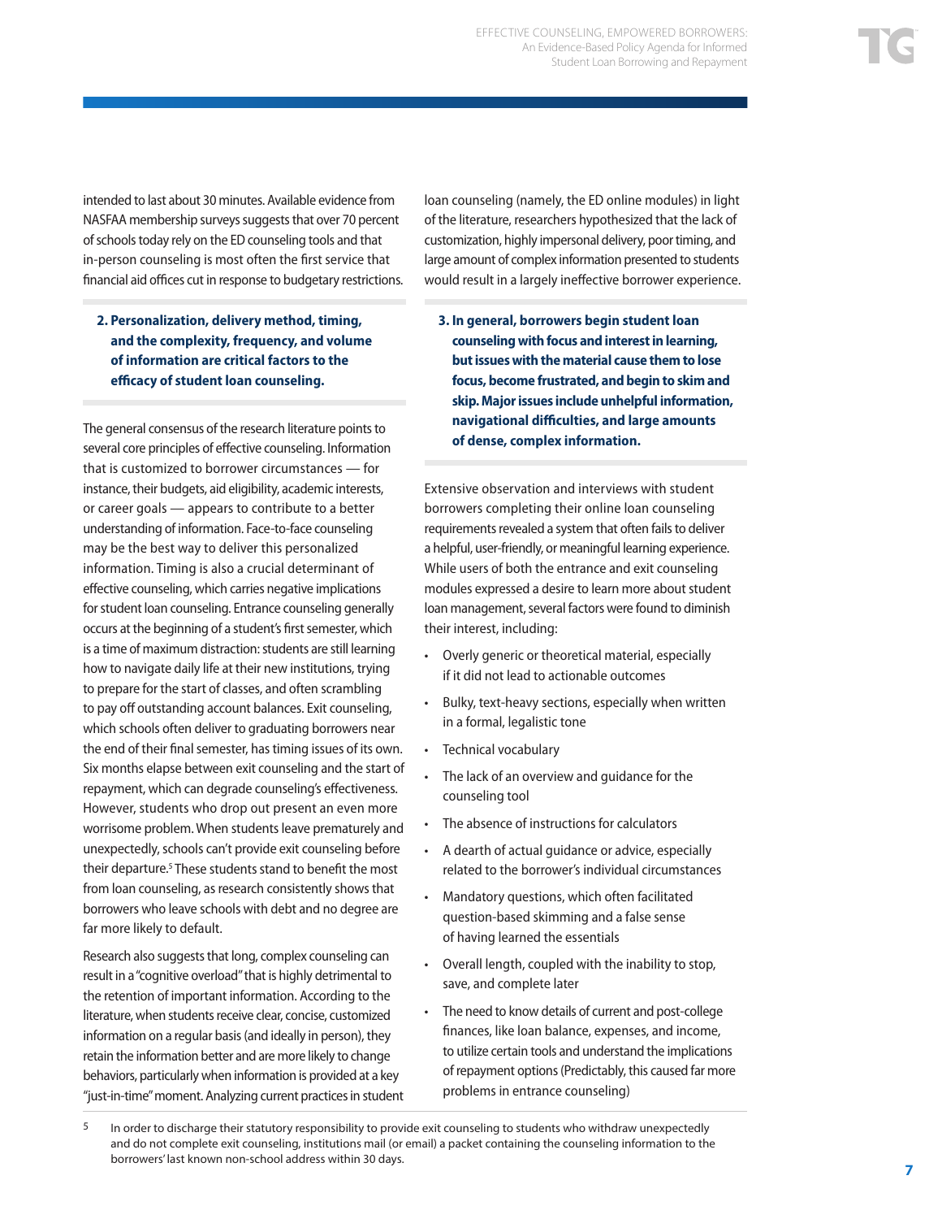intended to last about 30 minutes. Available evidence from NASFAA membership surveys suggests that over 70 percent of schools today rely on the ED counseling tools and that in-person counseling is most often the first service that financial aid offices cut in response to budgetary restrictions.

**2. Personalization, delivery method, timing, and the complexity, frequency, and volume of information are critical factors to the efficacy of student loan counseling.**

The general consensus of the research literature points to several core principles of effective counseling. Information that is customized to borrower circumstances — for instance, their budgets, aid eligibility, academic interests, or career goals — appears to contribute to a better understanding of information. Face-to-face counseling may be the best way to deliver this personalized information. Timing is also a crucial determinant of effective counseling, which carries negative implications for student loan counseling. Entrance counseling generally occurs at the beginning of a student's first semester, which is a time of maximum distraction: students are still learning how to navigate daily life at their new institutions, trying to prepare for the start of classes, and often scrambling to pay off outstanding account balances. Exit counseling, which schools often deliver to graduating borrowers near the end of their final semester, has timing issues of its own. Six months elapse between exit counseling and the start of repayment, which can degrade counseling's effectiveness. However, students who drop out present an even more worrisome problem. When students leave prematurely and unexpectedly, schools can't provide exit counseling before their departure.[5] These students stand to benefit the most from loan counseling, as research consistently shows that borrowers who leave schools with debt and no degree are far more likely to default.

Research also suggests that long, complex counseling can result in a "cognitive overload" that is highly detrimental to the retention of important information. According to the literature, when students receive clear, concise, customized information on a regular basis (and ideally in person), they retain the information better and are more likely to change behaviors, particularly when information is provided at a key "just-in-time" moment. Analyzing current practices in student loan counseling (namely, the ED online modules) in light of the literature, researchers hypothesized that the lack of customization, highly impersonal delivery, poor timing, and large amount of complex information presented to students would result in a largely ineffective borrower experience.

**3. In general, borrowers begin student loan counseling with focus and interest in learning, but issues with the material cause them to lose focus, become frustrated, and begin to skim and skip. Major issues include unhelpful information, navigational difficulties, and large amounts of dense, complex information.**

Extensive observation and interviews with student borrowers completing their online loan counseling requirements revealed a system that often fails to deliver a helpful, user-friendly, or meaningful learning experience. While users of both the entrance and exit counseling modules expressed a desire to learn more about student loan management, several factors were found to diminish their interest, including:

- Overly generic or theoretical material, especially if it did not lead to actionable outcomes
- Bulky, text-heavy sections, especially when written in a formal, legalistic tone
- Technical vocabulary
- The lack of an overview and guidance for the counseling tool
- The absence of instructions for calculators
- A dearth of actual guidance or advice, especially related to the borrower's individual circumstances
- Mandatory questions, which often facilitated question-based skimming and a false sense of having learned the essentials
- Overall length, coupled with the inability to stop, save, and complete later
- The need to know details of current and post-college finances, like loan balance, expenses, and income, to utilize certain tools and understand the implications of repayment options (Predictably, this caused far more problems in entrance counseling)

---

5 In order to discharge their statutory responsibility to provide exit counseling to students who withdraw unexpectedly and do not complete exit counseling, institutions mail (or email) a packet containing the counseling information to the borrowers' last known non-school address within 30 days.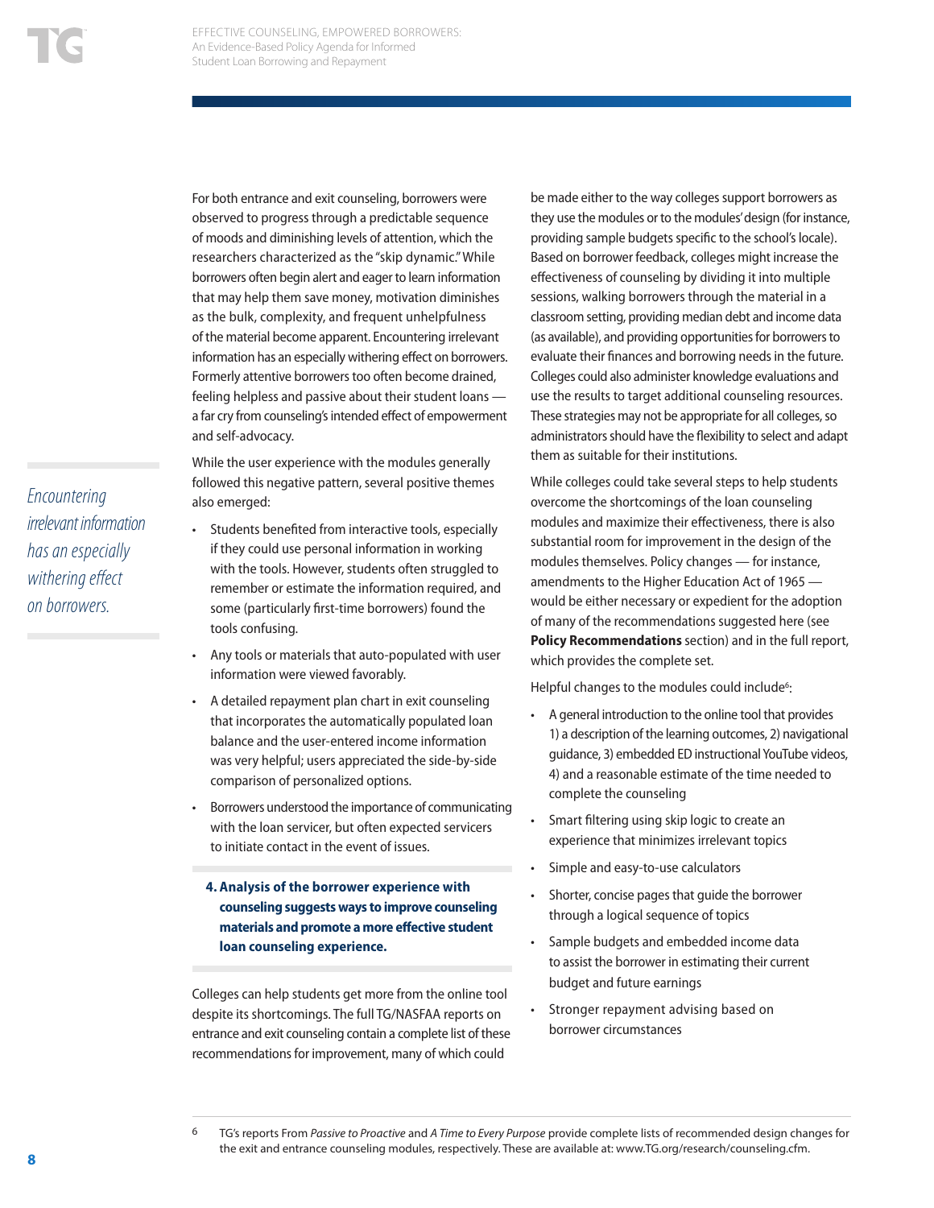For both entrance and exit counseling, borrowers were observed to progress through a predictable sequence of moods and diminishing levels of attention, which the researchers characterized as the "skip dynamic." While borrowers often begin alert and eager to learn information that may help them save money, motivation diminishes as the bulk, complexity, and frequent unhelpfulness of the material become apparent. Encountering irrelevant information has an especially withering effect on borrowers. Formerly attentive borrowers too often become drained, feeling helpless and passive about their student loans — a far cry from counseling's intended effect of empowerment and self-advocacy.

*Encountering irrelevant information has an especially withering effect on borrowers.*

While the user experience with the modules generally followed this negative pattern, several positive themes also emerged:

- Students benefited from interactive tools, especially if they could use personal information in working with the tools. However, students often struggled to remember or estimate the information required, and some (particularly first-time borrowers) found the tools confusing.
- Any tools or materials that auto-populated with user information were viewed favorably.
- A detailed repayment plan chart in exit counseling that incorporates the automatically populated loan balance and the user-entered income information was very helpful; users appreciated the side-by-side comparison of personalized options.
- Borrowers understood the importance of communicating with the loan servicer, but often expected servicers to initiate contact in the event of issues.

**4. Analysis of the borrower experience with counseling suggests ways to improve counseling materials and promote a more effective student loan counseling experience.**

Colleges can help students get more from the online tool despite its shortcomings. The full TG/NASFAA reports on entrance and exit counseling contain a complete list of these recommendations for improvement, many of which could be made either to the way colleges support borrowers as they use the modules or to the modules' design (for instance, providing sample budgets specific to the school's locale). Based on borrower feedback, colleges might increase the effectiveness of counseling by dividing it into multiple sessions, walking borrowers through the material in a classroom setting, providing median debt and income data (as available), and providing opportunities for borrowers to evaluate their finances and borrowing needs in the future. Colleges could also administer knowledge evaluations and use the results to target additional counseling resources. These strategies may not be appropriate for all colleges, so administrators should have the flexibility to select and adapt them as suitable for their institutions.

While colleges could take several steps to help students overcome the shortcomings of the loan counseling modules and maximize their effectiveness, there is also substantial room for improvement in the design of the modules themselves. Policy changes — for instance, amendments to the Higher Education Act of 1965 — would be either necessary or expedient for the adoption of many of the recommendations suggested here (see **Policy Recommendations** section) and in the full report, which provides the complete set.

Helpful changes to the modules could include[6]:

- A general introduction to the online tool that provides 1) a description of the learning outcomes, 2) navigational guidance, 3) embedded ED instructional YouTube videos, 4) and a reasonable estimate of the time needed to complete the counseling
- Smart filtering using skip logic to create an experience that minimizes irrelevant topics
- Simple and easy-to-use calculators
- Shorter, concise pages that guide the borrower through a logical sequence of topics
- Sample budgets and embedded income data to assist the borrower in estimating their current budget and future earnings
- Stronger repayment advising based on borrower circumstances

6 TG's reports From *Passive to Proactive* and *A Time to Every Purpose* provide complete lists of recommended design changes for the exit and entrance counseling modules, respectively. These are available at: www.TG.org/research/counseling.cfm.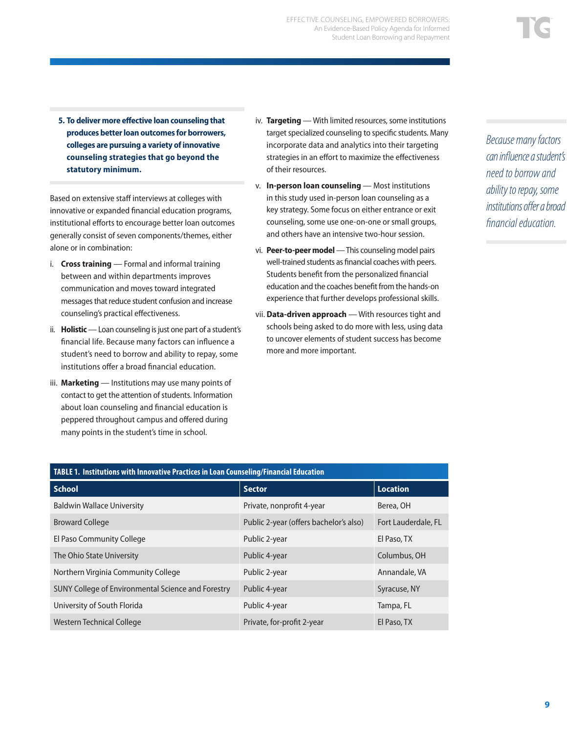**5. To deliver more effective loan counseling that produces better loan outcomes for borrowers, colleges are pursuing a variety of innovative counseling strategies that go beyond the statutory minimum.**

Based on extensive staff interviews at colleges with innovative or expanded financial education programs, institutional efforts to encourage better loan outcomes generally consist of seven components/themes, either alone or in combination:

i. **Cross training** — Formal and informal training between and within departments improves communication and moves toward integrated messages that reduce student confusion and increase counseling's practical effectiveness.

ii. **Holistic** — Loan counseling is just one part of a student's financial life. Because many factors can influence a student's need to borrow and ability to repay, some institutions offer a broad financial education.

iii. **Marketing** — Institutions may use many points of contact to get the attention of students. Information about loan counseling and financial education is peppered throughout campus and offered during many points in the student's time in school.

iv. **Targeting** — With limited resources, some institutions target specialized counseling to specific students. Many incorporate data and analytics into their targeting strategies in an effort to maximize the effectiveness of their resources.

v. **In-person loan counseling** — Most institutions in this study used in-person loan counseling as a key strategy. Some focus on either entrance or exit counseling, some use one-on-one or small groups, and others have an intensive two-hour session.

vi. **Peer-to-peer model** — This counseling model pairs well-trained students as financial coaches with peers. Students benefit from the personalized financial education and the coaches benefit from the hands-on experience that further develops professional skills.

vii. **Data-driven approach** — With resources tight and schools being asked to do more with less, using data to uncover elements of student success has become more and more important.

*Because many factors can influence a student's need to borrow and ability to repay, some institutions offer a broad financial education.*

**TABLE 1. Institutions with Innovative Practices in Loan Counseling/Financial Education**

| School | Sector | Location |
|---|---|---|
| Baldwin Wallace University | Private, nonprofit 4-year | Berea, OH |
| Broward College | Public 2-year (offers bachelor's also) | Fort Lauderdale, FL |
| El Paso Community College | Public 2-year | El Paso, TX |
| The Ohio State University | Public 4-year | Columbus, OH |
| Northern Virginia Community College | Public 2-year | Annandale, VA |
| SUNY College of Environmental Science and Forestry | Public 4-year | Syracuse, NY |
| University of South Florida | Public 4-year | Tampa, FL |
| Western Technical College | Private, for-profit 2-year | El Paso, TX |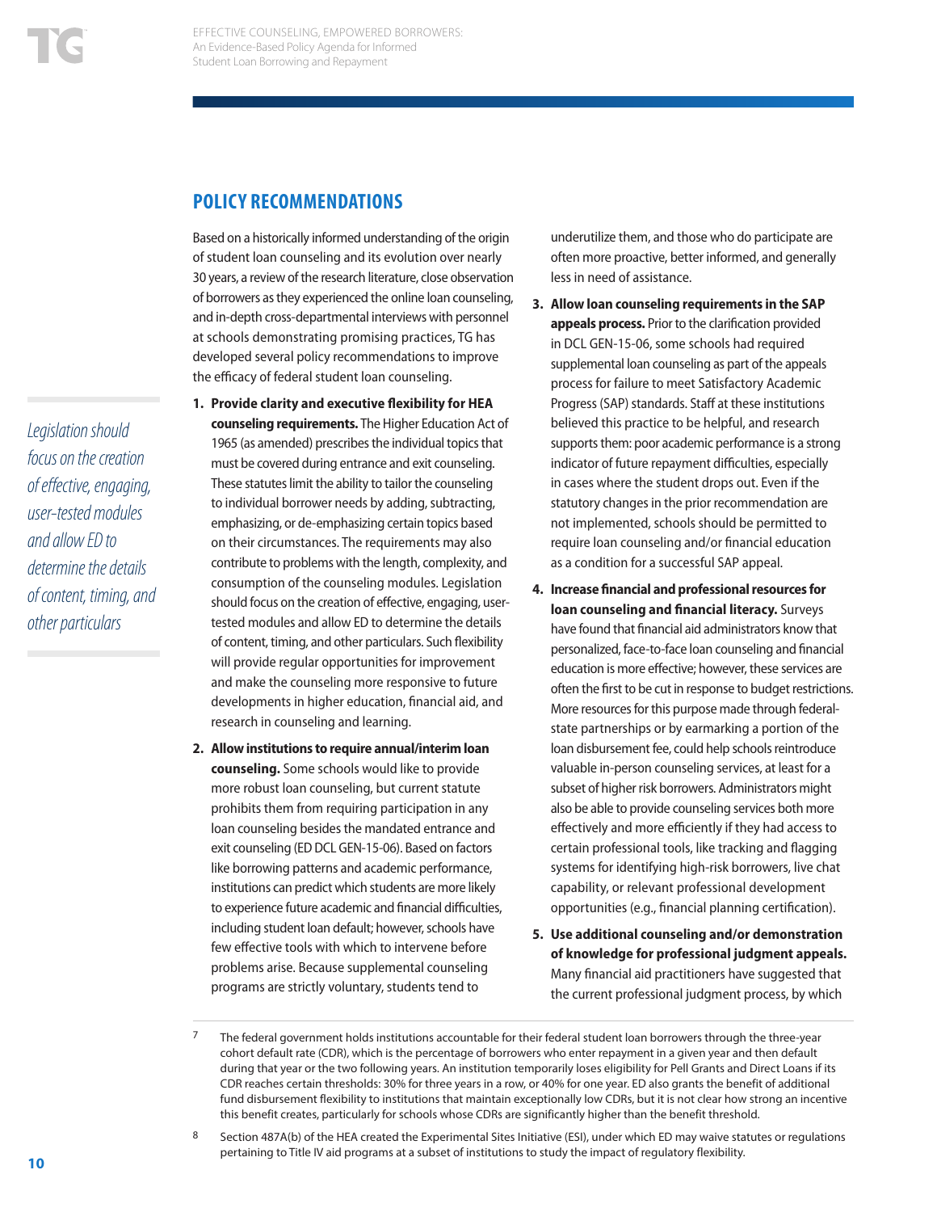## POLICY RECOMMENDATIONS

Based on a historically informed understanding of the origin of student loan counseling and its evolution over nearly 30 years, a review of the research literature, close observation of borrowers as they experienced the online loan counseling, and in-depth cross-departmental interviews with personnel at schools demonstrating promising practices, TG has developed several policy recommendations to improve the efficacy of federal student loan counseling.

*Legislation should focus on the creation of effective, engaging, user-tested modules and allow ED to determine the details of content, timing, and other particulars*

1. **Provide clarity and executive flexibility for HEA counseling requirements.** The Higher Education Act of 1965 (as amended) prescribes the individual topics that must be covered during entrance and exit counseling. These statutes limit the ability to tailor the counseling to individual borrower needs by adding, subtracting, emphasizing, or de-emphasizing certain topics based on their circumstances. The requirements may also contribute to problems with the length, complexity, and consumption of the counseling modules. Legislation should focus on the creation of effective, engaging, user-tested modules and allow ED to determine the details of content, timing, and other particulars. Such flexibility will provide regular opportunities for improvement and make the counseling more responsive to future developments in higher education, financial aid, and research in counseling and learning.

2. **Allow institutions to require annual/interim loan counseling.** Some schools would like to provide more robust loan counseling, but current statute prohibits them from requiring participation in any loan counseling besides the mandated entrance and exit counseling (ED DCL GEN-15-06). Based on factors like borrowing patterns and academic performance, institutions can predict which students are more likely to experience future academic and financial difficulties, including student loan default; however, schools have few effective tools with which to intervene before problems arise. Because supplemental counseling programs are strictly voluntary, students tend to underutilize them, and those who do participate are often more proactive, better informed, and generally less in need of assistance.

3. **Allow loan counseling requirements in the SAP appeals process.** Prior to the clarification provided in DCL GEN-15-06, some schools had required supplemental loan counseling as part of the appeals process for failure to meet Satisfactory Academic Progress (SAP) standards. Staff at these institutions believed this practice to be helpful, and research supports them: poor academic performance is a strong indicator of future repayment difficulties, especially in cases where the student drops out. Even if the statutory changes in the prior recommendation are not implemented, schools should be permitted to require loan counseling and/or financial education as a condition for a successful SAP appeal.

4. **Increase financial and professional resources for loan counseling and financial literacy.** Surveys have found that financial aid administrators know that personalized, face-to-face loan counseling and financial education is more effective; however, these services are often the first to be cut in response to budget restrictions. More resources for this purpose made through federal-state partnerships or by earmarking a portion of the loan disbursement fee, could help schools reintroduce valuable in-person counseling services, at least for a subset of higher risk borrowers. Administrators might also be able to provide counseling services both more effectively and more efficiently if they had access to certain professional tools, like tracking and flagging systems for identifying high-risk borrowers, live chat capability, or relevant professional development opportunities (e.g., financial planning certification).

5. **Use additional counseling and/or demonstration of knowledge for professional judgment appeals.** Many financial aid practitioners have suggested that the current professional judgment process, by which

---

[7] The federal government holds institutions accountable for their federal student loan borrowers through the three-year cohort default rate (CDR), which is the percentage of borrowers who enter repayment in a given year and then default during that year or the two following years. An institution temporarily loses eligibility for Pell Grants and Direct Loans if its CDR reaches certain thresholds: 30% for three years in a row, or 40% for one year. ED also grants the benefit of additional fund disbursement flexibility to institutions that maintain exceptionally low CDRs, but it is not clear how strong an incentive this benefit creates, particularly for schools whose CDRs are significantly higher than the benefit threshold.

[8] Section 487A(b) of the HEA created the Experimental Sites Initiative (ESI), under which ED may waive statutes or regulations pertaining to Title IV aid programs at a subset of institutions to study the impact of regulatory flexibility.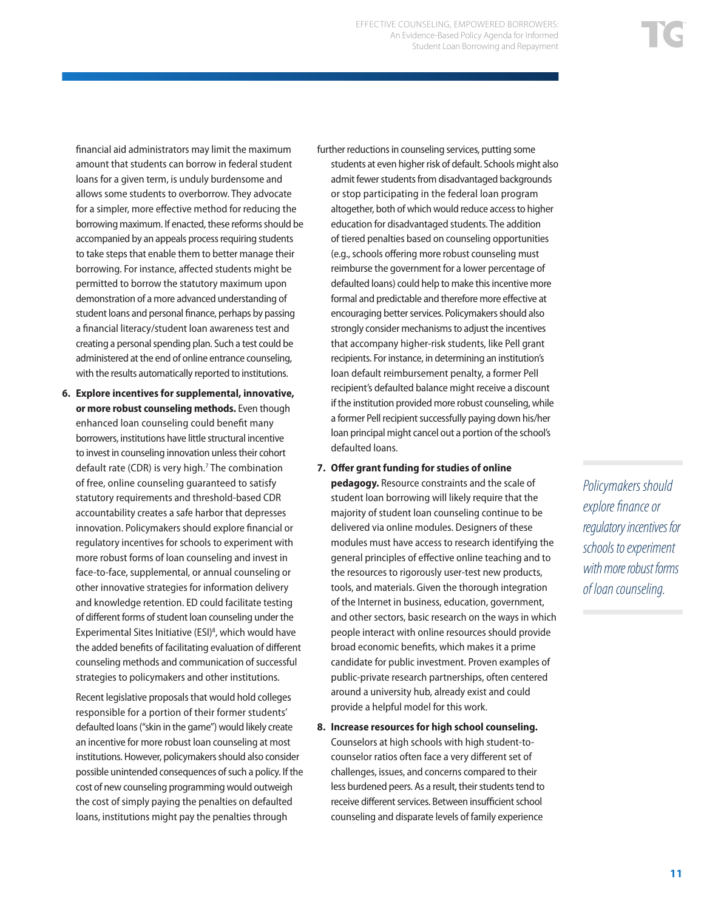financial aid administrators may limit the maximum amount that students can borrow in federal student loans for a given term, is unduly burdensome and allows some students to overborrow. They advocate for a simpler, more effective method for reducing the borrowing maximum. If enacted, these reforms should be accompanied by an appeals process requiring students to take steps that enable them to better manage their borrowing. For instance, affected students might be permitted to borrow the statutory maximum upon demonstration of a more advanced understanding of student loans and personal finance, perhaps by passing a financial literacy/student loan awareness test and creating a personal spending plan. Such a test could be administered at the end of online entrance counseling, with the results automatically reported to institutions.

6. **Explore incentives for supplemental, innovative, or more robust counseling methods.** Even though enhanced loan counseling could benefit many borrowers, institutions have little structural incentive to invest in counseling innovation unless their cohort default rate (CDR) is very high.[7] The combination of free, online counseling guaranteed to satisfy statutory requirements and threshold-based CDR accountability creates a safe harbor that depresses innovation. Policymakers should explore financial or regulatory incentives for schools to experiment with more robust forms of loan counseling and invest in face-to-face, supplemental, or annual counseling or other innovative strategies for information delivery and knowledge retention. ED could facilitate testing of different forms of student loan counseling under the Experimental Sites Initiative (ESI)[8], which would have the added benefits of facilitating evaluation of different counseling methods and communication of successful strategies to policymakers and other institutions.

   Recent legislative proposals that would hold colleges responsible for a portion of their former students' defaulted loans ("skin in the game") would likely create an incentive for more robust loan counseling at most institutions. However, policymakers should also consider possible unintended consequences of such a policy. If the cost of new counseling programming would outweigh the cost of simply paying the penalties on defaulted loans, institutions might pay the penalties through further reductions in counseling services, putting some students at even higher risk of default. Schools might also admit fewer students from disadvantaged backgrounds or stop participating in the federal loan program altogether, both of which would reduce access to higher education for disadvantaged students. The addition of tiered penalties based on counseling opportunities (e.g., schools offering more robust counseling must reimburse the government for a lower percentage of defaulted loans) could help to make this incentive more formal and predictable and therefore more effective at encouraging better services. Policymakers should also strongly consider mechanisms to adjust the incentives that accompany higher-risk students, like Pell grant recipients. For instance, in determining an institution's loan default reimbursement penalty, a former Pell recipient's defaulted balance might receive a discount if the institution provided more robust counseling, while a former Pell recipient successfully paying down his/her loan principal might cancel out a portion of the school's defaulted loans.

7. **Offer grant funding for studies of online pedagogy.** Resource constraints and the scale of student loan borrowing will likely require that the majority of student loan counseling continue to be delivered via online modules. Designers of these modules must have access to research identifying the general principles of effective online teaching and to the resources to rigorously user-test new products, tools, and materials. Given the thorough integration of the Internet in business, education, government, and other sectors, basic research on the ways in which people interact with online resources should provide broad economic benefits, which makes it a prime candidate for public investment. Proven examples of public-private research partnerships, often centered around a university hub, already exist and could provide a helpful model for this work.

8. **Increase resources for high school counseling.** Counselors at high schools with high student-to-counselor ratios often face a very different set of challenges, issues, and concerns compared to their less burdened peers. As a result, their students tend to receive different services. Between insufficient school counseling and disparate levels of family experience

*Policymakers should explore finance or regulatory incentives for schools to experiment with more robust forms of loan counseling.*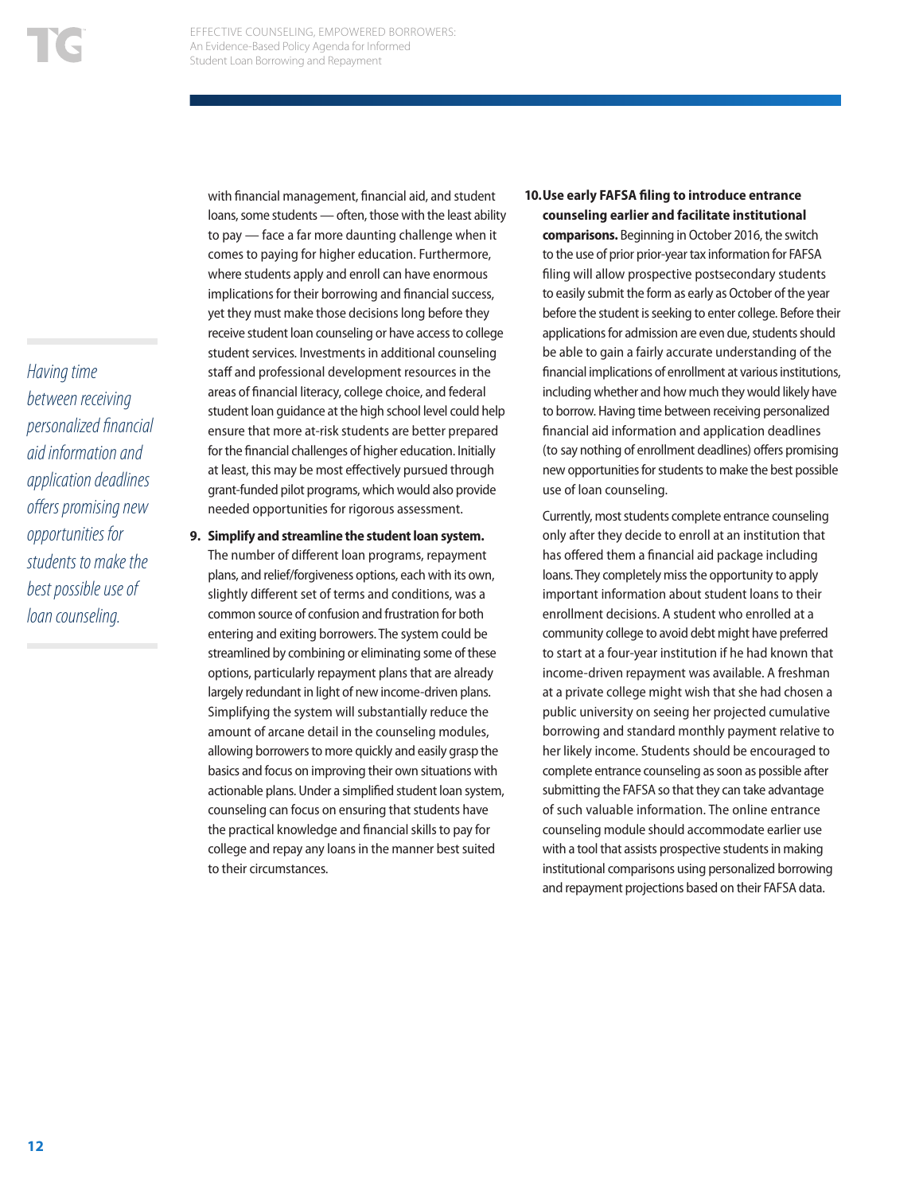with financial management, financial aid, and student loans, some students — often, those with the least ability to pay — face a far more daunting challenge when it comes to paying for higher education. Furthermore, where students apply and enroll can have enormous implications for their borrowing and financial success, yet they must make those decisions long before they receive student loan counseling or have access to college student services. Investments in additional counseling staff and professional development resources in the areas of financial literacy, college choice, and federal student loan guidance at the high school level could help ensure that more at-risk students are better prepared for the financial challenges of higher education. Initially at least, this may be most effectively pursued through grant-funded pilot programs, which would also provide needed opportunities for rigorous assessment.

9. **Simplify and streamline the student loan system.** The number of different loan programs, repayment plans, and relief/forgiveness options, each with its own, slightly different set of terms and conditions, was a common source of confusion and frustration for both entering and exiting borrowers. The system could be streamlined by combining or eliminating some of these options, particularly repayment plans that are already largely redundant in light of new income-driven plans. Simplifying the system will substantially reduce the amount of arcane detail in the counseling modules, allowing borrowers to more quickly and easily grasp the basics and focus on improving their own situations with actionable plans. Under a simplified student loan system, counseling can focus on ensuring that students have the practical knowledge and financial skills to pay for college and repay any loans in the manner best suited to their circumstances.

10. **Use early FAFSA filing to introduce entrance counseling earlier and facilitate institutional comparisons.** Beginning in October 2016, the switch to the use of prior prior-year tax information for FAFSA filing will allow prospective postsecondary students to easily submit the form as early as October of the year before the student is seeking to enter college. Before their applications for admission are even due, students should be able to gain a fairly accurate understanding of the financial implications of enrollment at various institutions, including whether and how much they would likely have to borrow. Having time between receiving personalized financial aid information and application deadlines (to say nothing of enrollment deadlines) offers promising new opportunities for students to make the best possible use of loan counseling.

    Currently, most students complete entrance counseling only after they decide to enroll at an institution that has offered them a financial aid package including loans. They completely miss the opportunity to apply important information about student loans to their enrollment decisions. A student who enrolled at a community college to avoid debt might have preferred to start at a four-year institution if he had known that income-driven repayment was available. A freshman at a private college might wish that she had chosen a public university on seeing her projected cumulative borrowing and standard monthly payment relative to her likely income. Students should be encouraged to complete entrance counseling as soon as possible after submitting the FAFSA so that they can take advantage of such valuable information. The online entrance counseling module should accommodate earlier use with a tool that assists prospective students in making institutional comparisons using personalized borrowing and repayment projections based on their FAFSA data.

*Having time between receiving personalized financial aid information and application deadlines offers promising new opportunities for students to make the best possible use of loan counseling.*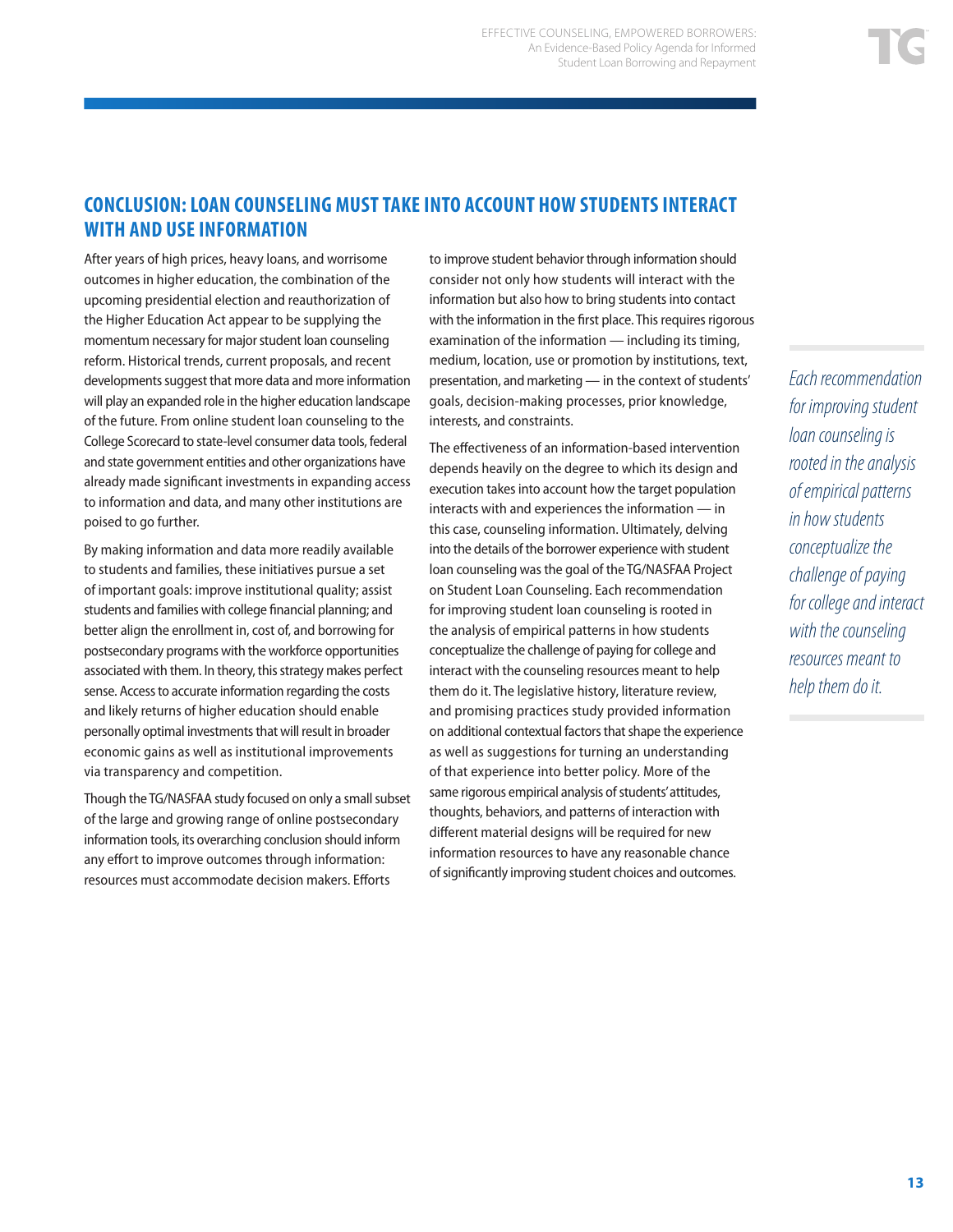## CONCLUSION: LOAN COUNSELING MUST TAKE INTO ACCOUNT HOW STUDENTS INTERACT WITH AND USE INFORMATION

After years of high prices, heavy loans, and worrisome outcomes in higher education, the combination of the upcoming presidential election and reauthorization of the Higher Education Act appear to be supplying the momentum necessary for major student loan counseling reform. Historical trends, current proposals, and recent developments suggest that more data and more information will play an expanded role in the higher education landscape of the future. From online student loan counseling to the College Scorecard to state-level consumer data tools, federal and state government entities and other organizations have already made significant investments in expanding access to information and data, and many other institutions are poised to go further.

By making information and data more readily available to students and families, these initiatives pursue a set of important goals: improve institutional quality; assist students and families with college financial planning; and better align the enrollment in, cost of, and borrowing for postsecondary programs with the workforce opportunities associated with them. In theory, this strategy makes perfect sense. Access to accurate information regarding the costs and likely returns of higher education should enable personally optimal investments that will result in broader economic gains as well as institutional improvements via transparency and competition.

Though the TG/NASFAA study focused on only a small subset of the large and growing range of online postsecondary information tools, its overarching conclusion should inform any effort to improve outcomes through information: resources must accommodate decision makers. Efforts to improve student behavior through information should consider not only how students will interact with the information but also how to bring students into contact with the information in the first place. This requires rigorous examination of the information — including its timing, medium, location, use or promotion by institutions, text, presentation, and marketing — in the context of students' goals, decision-making processes, prior knowledge, interests, and constraints.

The effectiveness of an information-based intervention depends heavily on the degree to which its design and execution takes into account how the target population interacts with and experiences the information — in this case, counseling information. Ultimately, delving into the details of the borrower experience with student loan counseling was the goal of the TG/NASFAA Project on Student Loan Counseling. Each recommendation for improving student loan counseling is rooted in the analysis of empirical patterns in how students conceptualize the challenge of paying for college and interact with the counseling resources meant to help them do it. The legislative history, literature review, and promising practices study provided information on additional contextual factors that shape the experience as well as suggestions for turning an understanding of that experience into better policy. More of the same rigorous empirical analysis of students' attitudes, thoughts, behaviors, and patterns of interaction with different material designs will be required for new information resources to have any reasonable chance of significantly improving student choices and outcomes.

*Each recommendation for improving student loan counseling is rooted in the analysis of empirical patterns in how students conceptualize the challenge of paying for college and interact with the counseling resources meant to help them do it.*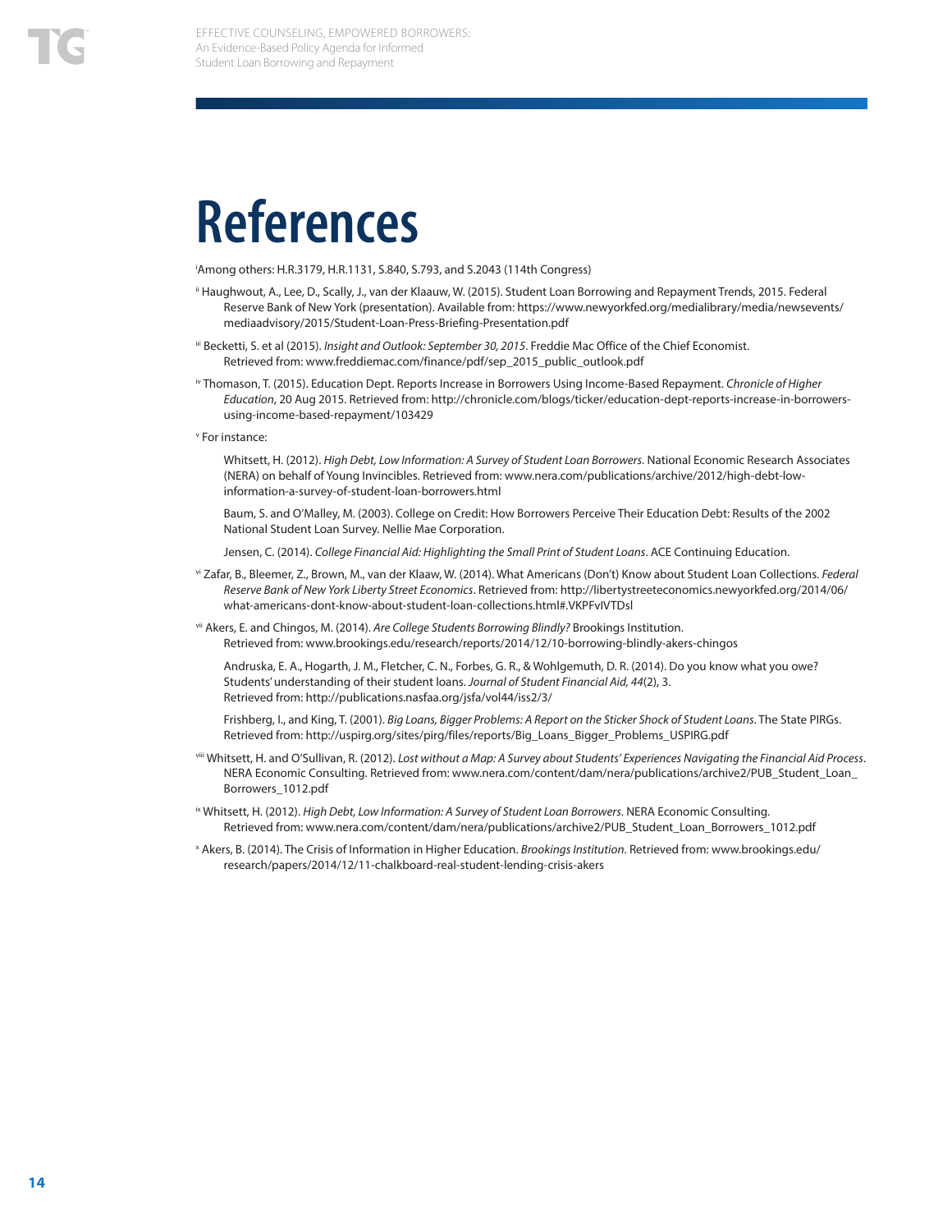# References

[i]Among others: H.R.3179, H.R.1131, S.840, S.793, and S.2043 (114th Congress)

[ii] Haughwout, A., Lee, D., Scally, J., van der Klaauw, W. (2015). Student Loan Borrowing and Repayment Trends, 2015. Federal Reserve Bank of New York (presentation). Available from: https://www.newyorkfed.org/medialibrary/media/newsevents/mediaadvisory/2015/Student-Loan-Press-Briefing-Presentation.pdf

[iii] Becketti, S. et al (2015). *Insight and Outlook: September 30, 2015*. Freddie Mac Office of the Chief Economist. Retrieved from: www.freddiemac.com/finance/pdf/sep_2015_public_outlook.pdf

[iv] Thomason, T. (2015). Education Dept. Reports Increase in Borrowers Using Income-Based Repayment. *Chronicle of Higher Education*, 20 Aug 2015. Retrieved from: http://chronicle.com/blogs/ticker/education-dept-reports-increase-in-borrowers-using-income-based-repayment/103429

[v] For instance:

Whitsett, H. (2012). *High Debt, Low Information: A Survey of Student Loan Borrowers*. National Economic Research Associates (NERA) on behalf of Young Invincibles. Retrieved from: www.nera.com/publications/archive/2012/high-debt-low-information-a-survey-of-student-loan-borrowers.html

Baum, S. and O'Malley, M. (2003). College on Credit: How Borrowers Perceive Their Education Debt: Results of the 2002 National Student Loan Survey. Nellie Mae Corporation.

Jensen, C. (2014). *College Financial Aid: Highlighting the Small Print of Student Loans*. ACE Continuing Education.

[vi] Zafar, B., Bleemer, Z., Brown, M., van der Klaaw, W. (2014). What Americans (Don't) Know about Student Loan Collections. *Federal Reserve Bank of New York Liberty Street Economics*. Retrieved from: http://libertystreeteconomics.newyorkfed.org/2014/06/what-americans-dont-know-about-student-loan-collections.html#.VKPFvIVTDsl

[vii] Akers, E. and Chingos, M. (2014). *Are College Students Borrowing Blindly?* Brookings Institution. Retrieved from: www.brookings.edu/research/reports/2014/12/10-borrowing-blindly-akers-chingos

Andruska, E. A., Hogarth, J. M., Fletcher, C. N., Forbes, G. R., & Wohlgemuth, D. R. (2014). Do you know what you owe? Students' understanding of their student loans. *Journal of Student Financial Aid, 44*(2), 3. Retrieved from: http://publications.nasfaa.org/jsfa/vol44/iss2/3/

Frishberg, I., and King, T. (2001). *Big Loans, Bigger Problems: A Report on the Sticker Shock of Student Loans*. The State PIRGs. Retrieved from: http://uspirg.org/sites/pirg/files/reports/Big_Loans_Bigger_Problems_USPIRG.pdf

[viii] Whitsett, H. and O'Sullivan, R. (2012). *Lost without a Map: A Survey about Students' Experiences Navigating the Financial Aid Process*. NERA Economic Consulting. Retrieved from: www.nera.com/content/dam/nera/publications/archive2/PUB_Student_Loan_Borrowers_1012.pdf

[ix] Whitsett, H. (2012). *High Debt, Low Information: A Survey of Student Loan Borrowers*. NERA Economic Consulting. Retrieved from: www.nera.com/content/dam/nera/publications/archive2/PUB_Student_Loan_Borrowers_1012.pdf

[x] Akers, B. (2014). The Crisis of Information in Higher Education. *Brookings Institution*. Retrieved from: www.brookings.edu/research/papers/2014/12/11-chalkboard-real-student-lending-crisis-akers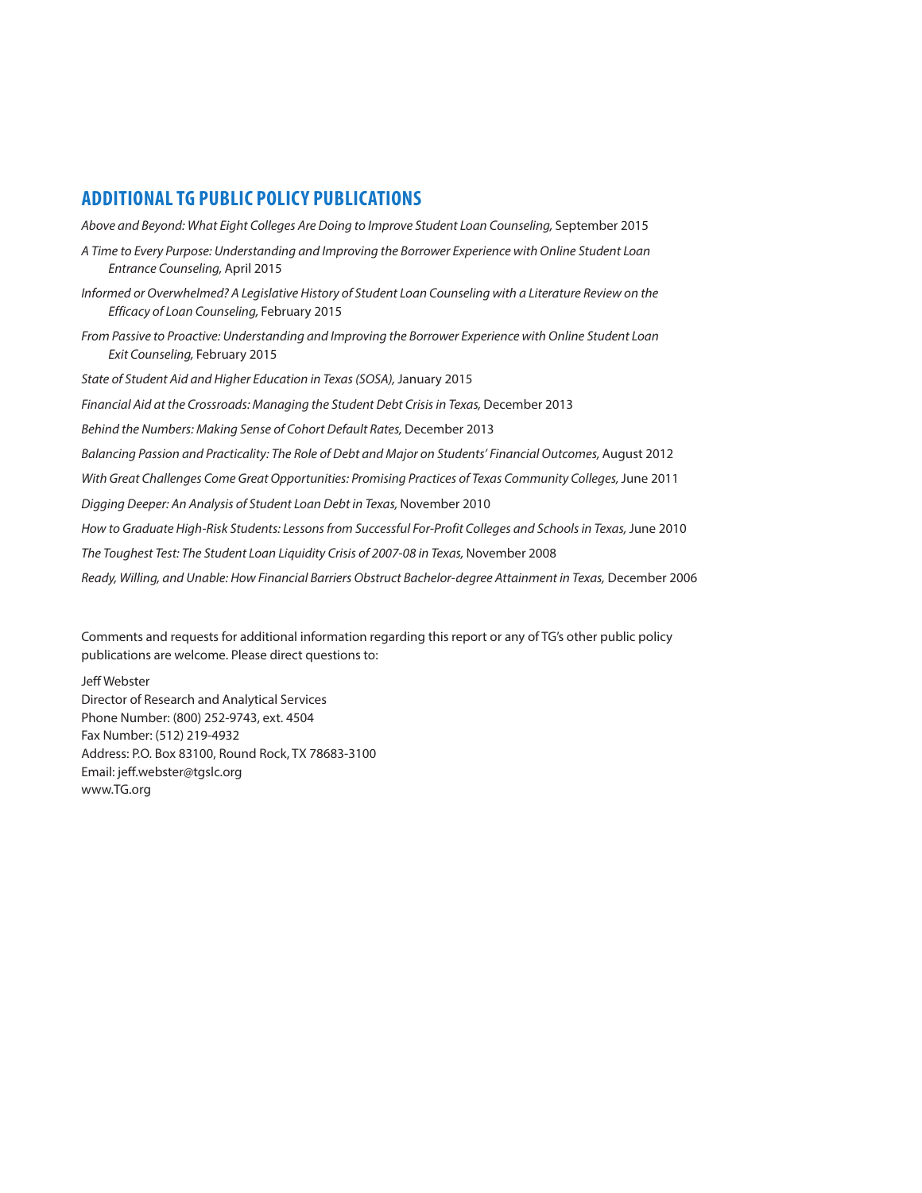## ADDITIONAL TG PUBLIC POLICY PUBLICATIONS

*Above and Beyond: What Eight Colleges Are Doing to Improve Student Loan Counseling,* September 2015

*A Time to Every Purpose: Understanding and Improving the Borrower Experience with Online Student Loan Entrance Counseling,* April 2015

*Informed or Overwhelmed? A Legislative History of Student Loan Counseling with a Literature Review on the Efficacy of Loan Counseling,* February 2015

*From Passive to Proactive: Understanding and Improving the Borrower Experience with Online Student Loan Exit Counseling,* February 2015

*State of Student Aid and Higher Education in Texas (SOSA),* January 2015

*Financial Aid at the Crossroads: Managing the Student Debt Crisis in Texas,* December 2013

*Behind the Numbers: Making Sense of Cohort Default Rates,* December 2013

*Balancing Passion and Practicality: The Role of Debt and Major on Students' Financial Outcomes,* August 2012

*With Great Challenges Come Great Opportunities: Promising Practices of Texas Community Colleges,* June 2011

*Digging Deeper: An Analysis of Student Loan Debt in Texas,* November 2010

*How to Graduate High-Risk Students: Lessons from Successful For-Profit Colleges and Schools in Texas,* June 2010

*The Toughest Test: The Student Loan Liquidity Crisis of 2007-08 in Texas,* November 2008

*Ready, Willing, and Unable: How Financial Barriers Obstruct Bachelor-degree Attainment in Texas,* December 2006

Comments and requests for additional information regarding this report or any of TG's other public policy publications are welcome. Please direct questions to:

Jeff Webster
Director of Research and Analytical Services
Phone Number: (800) 252-9743, ext. 4504
Fax Number: (512) 219-4932
Address: P.O. Box 83100, Round Rock, TX 78683-3100
Email: jeff.webster@tgslc.org
www.TG.org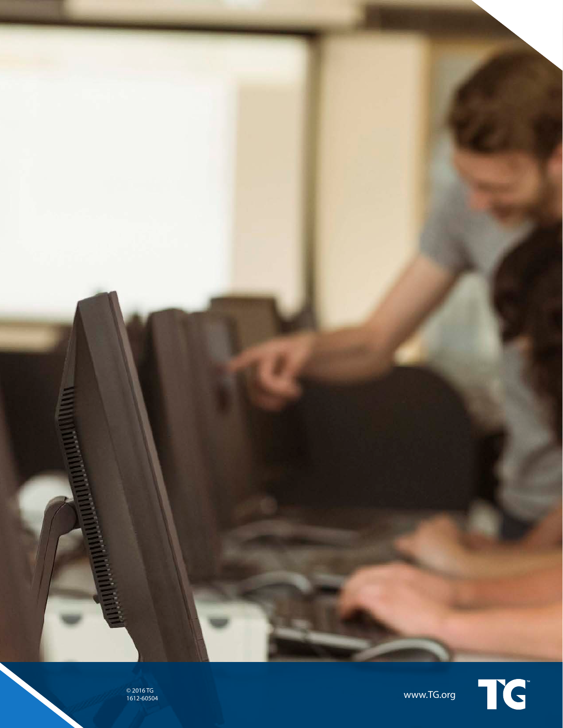© 2016 TG
1612-60504

www.TG.org

TG™